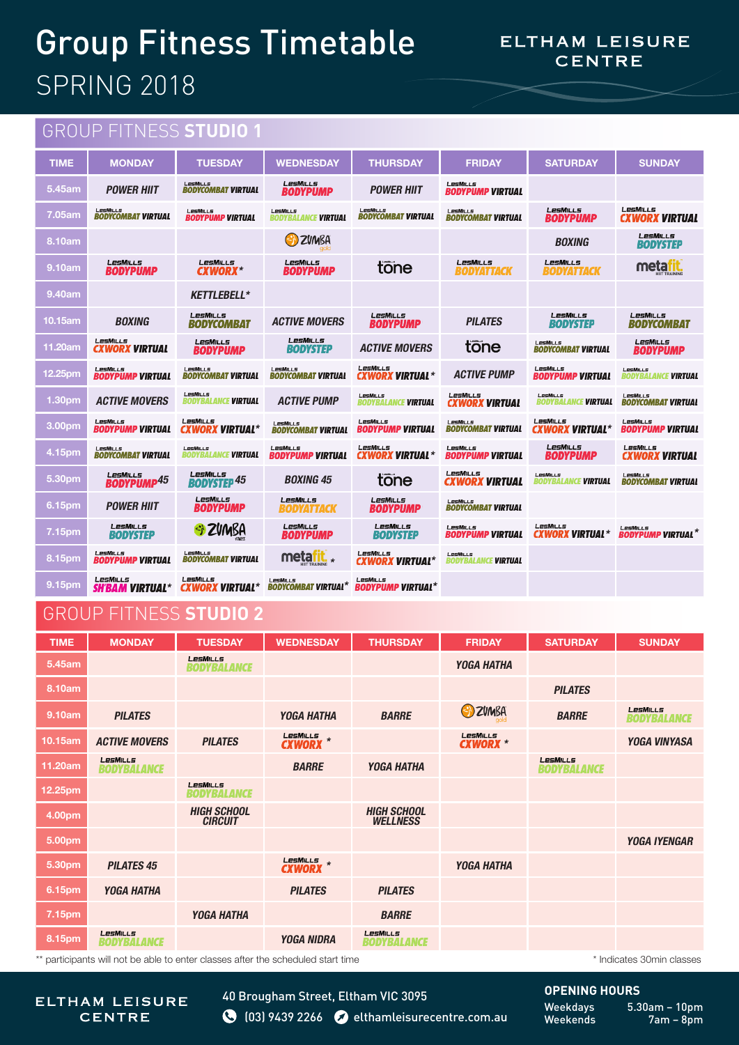# Group Fitness Timetable

## SPRING 2018

ELTHAM LEISURE CENTRE

## GROUP FITNESS STUDIO 1

| TIME | MONDAY | TUESDAY | WEDNESDAY | THURSDAY | FRIDAY | SATURDAY | SUNDAY |
|---|---|---|---|---|---|---|---|
| 5.45am | POWER HIIT | LesMills BODYCOMBAT VIRTUAL | LesMills BODYPUMP | POWER HIIT | LesMills BODYPUMP VIRTUAL | | |
| 7.05am | LesMills BODYCOMBAT VIRTUAL | LesMills BODYPUMP VIRTUAL | LesMills BODYBALANCE VIRTUAL | LesMills BODYCOMBAT VIRTUAL | LesMills BODYCOMBAT VIRTUAL | LesMills BODYPUMP | LesMills CXWORX VIRTUAL |
| 8.10am | | | ZUMBA gold | | | BOXING | LesMills BODYSTEP |
| 9.10am | LesMills BODYPUMP | LesMills CXWORX* | LesMills BODYPUMP | tone | LesMills BODYATTACK | LesMills BODYATTACK | metafit HIIT TRAINING |
| 9.40am | | KETTLEBELL* | | | | | |
| 10.15am | BOXING | LesMills BODYCOMBAT | ACTIVE MOVERS | LesMills BODYPUMP | PILATES | LesMills BODYSTEP | LesMills BODYCOMBAT |
| 11.20am | LesMills CXWORX VIRTUAL | LesMills BODYPUMP | LesMills BODYSTEP | ACTIVE MOVERS | tone | LesMills BODYCOMBAT VIRTUAL | LesMills BODYPUMP |
| 12.25pm | LesMills BODYPUMP VIRTUAL | LesMills BODYCOMBAT VIRTUAL | LesMills BODYCOMBAT VIRTUAL | LesMills CXWORX VIRTUAL* | ACTIVE PUMP | LesMills BODYPUMP VIRTUAL | LesMills BODYBALANCE VIRTUAL |
| 1.30pm | ACTIVE MOVERS | LesMills BODYBALANCE VIRTUAL | ACTIVE PUMP | LesMills BODYBALANCE VIRTUAL | LesMills CXWORX VIRTUAL | LesMills BODYBALANCE VIRTUAL | LesMills BODYCOMBAT VIRTUAL |
| 3.00pm | LesMills BODYPUMP VIRTUAL | LesMills CXWORX VIRTUAL* | LesMills BODYCOMBAT VIRTUAL | LesMills BODYPUMP VIRTUAL | LesMills BODYCOMBAT VIRTUAL | LesMills CXWORX VIRTUAL* | LesMills BODYPUMP VIRTUAL |
| 4.15pm | LesMills BODYCOMBAT VIRTUAL | LesMills BODYBALANCE VIRTUAL | LesMills BODYPUMP VIRTUAL | LesMills CXWORX VIRTUAL* | LesMills BODYPUMP VIRTUAL | LesMills BODYPUMP | LesMills CXWORX VIRTUAL |
| 5.30pm | LesMills BODYPUMP 45 | LesMills BODYSTEP 45 | BOXING 45 | tone | LesMills CXWORX VIRTUAL | LesMills BODYBALANCE VIRTUAL | LesMills BODYCOMBAT VIRTUAL |
| 6.15pm | POWER HIIT | LesMills BODYPUMP | LesMills BODYATTACK | LesMills BODYPUMP | LesMills BODYCOMBAT VIRTUAL | | |
| 7.15pm | LesMills BODYSTEP | ZUMBA FITNESS | LesMills BODYPUMP | LesMills BODYSTEP | LesMills BODYPUMP VIRTUAL | LesMills CXWORX VIRTUAL* | LesMills BODYPUMP VIRTUAL* |
| 8.15pm | LesMills BODYPUMP VIRTUAL | LesMills BODYCOMBAT VIRTUAL | metafit HIIT TRAINING * | LesMills CXWORX VIRTUAL* | LesMills BODYBALANCE VIRTUAL | | |
| 9.15pm | LesMills SH'BAM VIRTUAL* | LesMills CXWORX VIRTUAL* | LesMills BODYCOMBAT VIRTUAL* | LesMills BODYPUMP VIRTUAL* | | | |

## GROUP FITNESS STUDIO 2

| TIME | MONDAY | TUESDAY | WEDNESDAY | THURSDAY | FRIDAY | SATURDAY | SUNDAY |
|---|---|---|---|---|---|---|---|
| 5.45am | | LesMills BODYBALANCE | | | YOGA HATHA | | |
| 8.10am | | | | | | PILATES | |
| 9.10am | PILATES | | YOGA HATHA | BARRE | ZUMBA gold | BARRE | LesMills BODYBALANCE |
| 10.15am | ACTIVE MOVERS | PILATES | LesMills CXWORX * | | LesMills CXWORX * | | YOGA VINYASA |
| 11.20am | LesMills BODYBALANCE | | BARRE | YOGA HATHA | | LesMills BODYBALANCE | |
| 12.25pm | | LesMills BODYBALANCE | | | | | |
| 4.00pm | | HIGH SCHOOL CIRCUIT | | HIGH SCHOOL WELLNESS | | | |
| 5.00pm | | | | | | | YOGA IYENGAR |
| 5.30pm | PILATES 45 | | LesMills CXWORX * | | YOGA HATHA | | |
| 6.15pm | YOGA HATHA | | PILATES | PILATES | | | |
| 7.15pm | | YOGA HATHA | | BARRE | | | |
| 8.15pm | LesMills BODYBALANCE | | YOGA NIDRA | LesMills BODYBALANCE | | | |

** participants will not be able to enter classes after the scheduled start time

* Indicates 30min classes

ELTHAM LEISURE CENTRE

40 Brougham Street, Eltham VIC 3095

(03) 9439 2266 elthamleisurecentre.com.au

**OPENING HOURS**

Weekdays 5.30am – 10pm
Weekends 7am – 8pm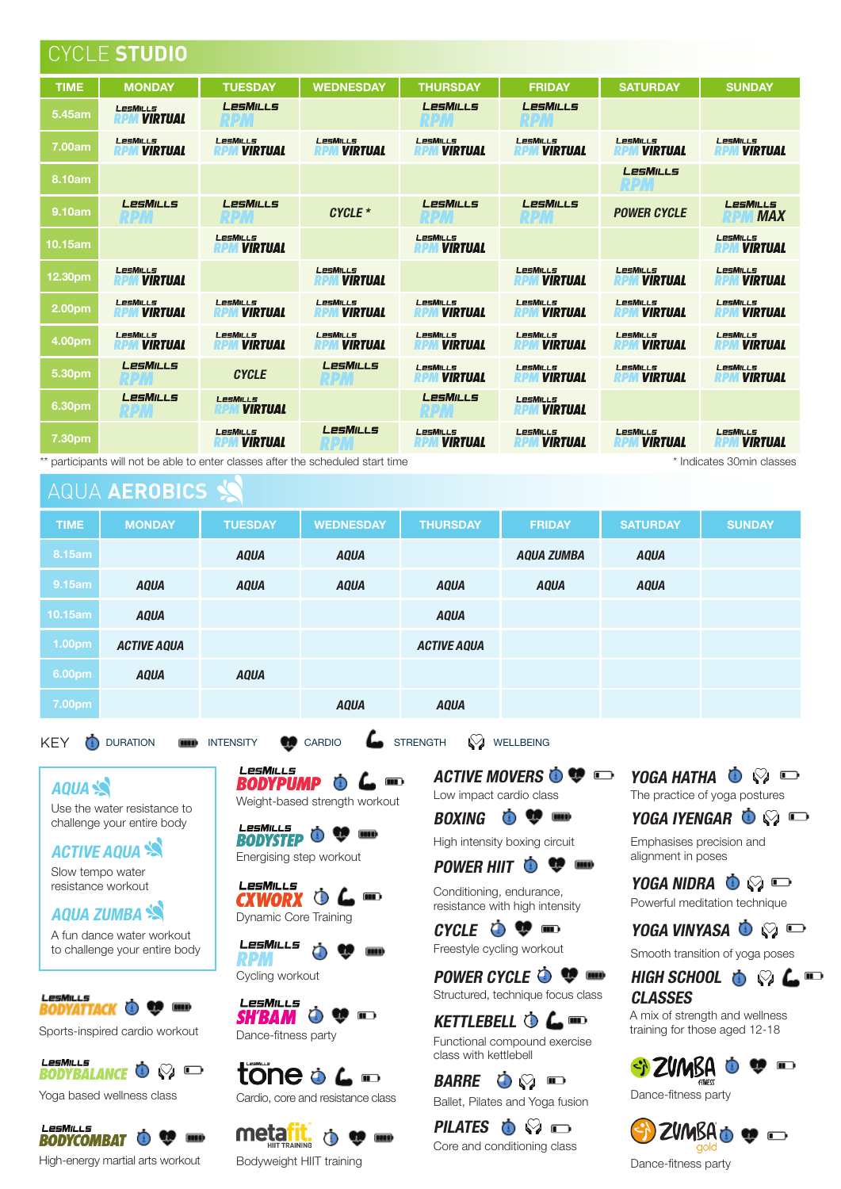## CYCLE STUDIO

| TIME | MONDAY | TUESDAY | WEDNESDAY | THURSDAY | FRIDAY | SATURDAY | SUNDAY |
|---|---|---|---|---|---|---|---|
| 5.45am | LESMILLS RPM VIRTUAL | LESMILLS RPM | | LESMILLS RPM | LESMILLS RPM | | |
| 7.00am | LESMILLS RPM VIRTUAL | LESMILLS RPM VIRTUAL | LESMILLS RPM VIRTUAL | LESMILLS RPM VIRTUAL | LESMILLS RPM VIRTUAL | LESMILLS RPM VIRTUAL | LESMILLS RPM VIRTUAL |
| 8.10am | | | | | | LESMILLS RPM | |
| 9.10am | LESMILLS RPM | LESMILLS RPM | CYCLE * | LESMILLS RPM | LESMILLS RPM | POWER CYCLE | LESMILLS RPM MAX |
| 10.15am | | LESMILLS RPM VIRTUAL | | LESMILLS RPM VIRTUAL | | | LESMILLS RPM VIRTUAL |
| 12.30pm | LESMILLS RPM VIRTUAL | | LESMILLS RPM VIRTUAL | | LESMILLS RPM VIRTUAL | LESMILLS RPM VIRTUAL | LESMILLS RPM VIRTUAL |
| 2.00pm | LESMILLS RPM VIRTUAL | LESMILLS RPM VIRTUAL | LESMILLS RPM VIRTUAL | LESMILLS RPM VIRTUAL | LESMILLS RPM VIRTUAL | LESMILLS RPM VIRTUAL | LESMILLS RPM VIRTUAL |
| 4.00pm | LESMILLS RPM VIRTUAL | LESMILLS RPM VIRTUAL | LESMILLS RPM VIRTUAL | LESMILLS RPM VIRTUAL | LESMILLS RPM VIRTUAL | LESMILLS RPM VIRTUAL | LESMILLS RPM VIRTUAL |
| 5.30pm | LESMILLS RPM | CYCLE | LESMILLS RPM | LESMILLS RPM VIRTUAL | LESMILLS RPM VIRTUAL | LESMILLS RPM VIRTUAL | LESMILLS RPM VIRTUAL |
| 6.30pm | LESMILLS RPM | LESMILLS RPM VIRTUAL | | LESMILLS RPM | LESMILLS RPM VIRTUAL | | |
| 7.30pm | | LESMILLS RPM VIRTUAL | LESMILLS RPM | LESMILLS RPM VIRTUAL | LESMILLS RPM VIRTUAL | LESMILLS RPM VIRTUAL | LESMILLS RPM VIRTUAL |

** participants will not be able to enter classes after the scheduled start time

* Indicates 30min classes

## AQUA AEROBICS

| TIME | MONDAY | TUESDAY | WEDNESDAY | THURSDAY | FRIDAY | SATURDAY | SUNDAY |
|---|---|---|---|---|---|---|---|
| 8.15am | | AQUA | AQUA | | AQUA ZUMBA | AQUA | |
| 9.15am | AQUA | AQUA | AQUA | AQUA | AQUA | AQUA | |
| 10.15am | AQUA | | | AQUA | | | |
| 1.00pm | ACTIVE AQUA | | | ACTIVE AQUA | | | |
| 6.00pm | AQUA | AQUA | | | | | |
| 7.00pm | | | AQUA | AQUA | | | |

KEY: DURATION, INTENSITY, CARDIO, STRENGTH, WELLBEING

**AQUA**
Use the water resistance to challenge your entire body

**ACTIVE AQUA**
Slow tempo water resistance workout

**AQUA ZUMBA**
A fun dance water workout to challenge your entire body

**LESMILLS BODYATTACK**
Sports-inspired cardio workout

**LESMILLS BODYBALANCE**
Yoga based wellness class

**LESMILLS BODYCOMBAT**
High-energy martial arts workout

**LESMILLS BODYPUMP**
Weight-based strength workout

**LESMILLS BODYSTEP**
Energising step workout

**LESMILLS CXWORX**
Dynamic Core Training

**LESMILLS RPM**
Cycling workout

**LESMILLS SH'BAM**
Dance-fitness party

**LESMILLS tone**
Cardio, core and resistance class

**metafit HIIT TRAINING**
Bodyweight HIIT training

**ACTIVE MOVERS**
Low impact cardio class

**BOXING**
High intensity boxing circuit

**POWER HIIT**
Conditioning, endurance, resistance with high intensity

**CYCLE**
Freestyle cycling workout

**POWER CYCLE**
Structured, technique focus class

**KETTLEBELL**
Functional compound exercise class with kettlebell

**BARRE**
Ballet, Pilates and Yoga fusion

**PILATES**
Core and conditioning class

**YOGA HATHA**
The practice of yoga postures

**YOGA IYENGAR**
Emphasises precision and alignment in poses

**YOGA NIDRA**
Powerful meditation technique

**YOGA VINYASA**
Smooth transition of yoga poses

**HIGH SCHOOL CLASSES**
A mix of strength and wellness training for those aged 12-18

**ZUMBA FITNESS**
Dance-fitness party

**ZUMBA gold**
Dance-fitness party